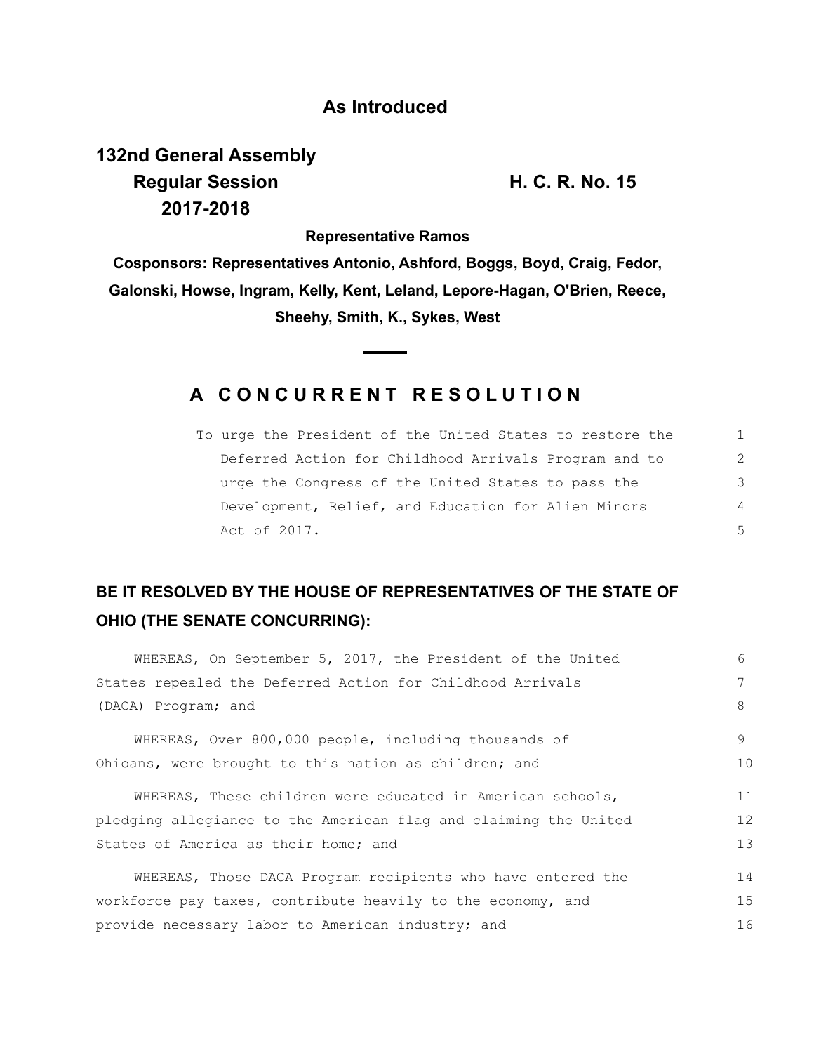**As Introduced**

**132nd General Assembly**
**Regular Session** **H. C. R. No. 15**
**2017-2018**

**Representative Ramos**

**Cosponsors: Representatives Antonio, Ashford, Boggs, Boyd, Craig, Fedor, Galonski, Howse, Ingram, Kelly, Kent, Leland, Lepore-Hagan, O'Brien, Reece, Sheehy, Smith, K., Sykes, West**

## A CONCURRENT RESOLUTION

To urge the President of the United States to restore the Deferred Action for Childhood Arrivals Program and to urge the Congress of the United States to pass the Development, Relief, and Education for Alien Minors Act of 2017.

**BE IT RESOLVED BY THE HOUSE OF REPRESENTATIVES OF THE STATE OF OHIO (THE SENATE CONCURRING):**

WHEREAS, On September 5, 2017, the President of the United States repealed the Deferred Action for Childhood Arrivals (DACA) Program; and

WHEREAS, Over 800,000 people, including thousands of Ohioans, were brought to this nation as children; and

WHEREAS, These children were educated in American schools, pledging allegiance to the American flag and claiming the United States of America as their home; and

WHEREAS, Those DACA Program recipients who have entered the workforce pay taxes, contribute heavily to the economy, and provide necessary labor to American industry; and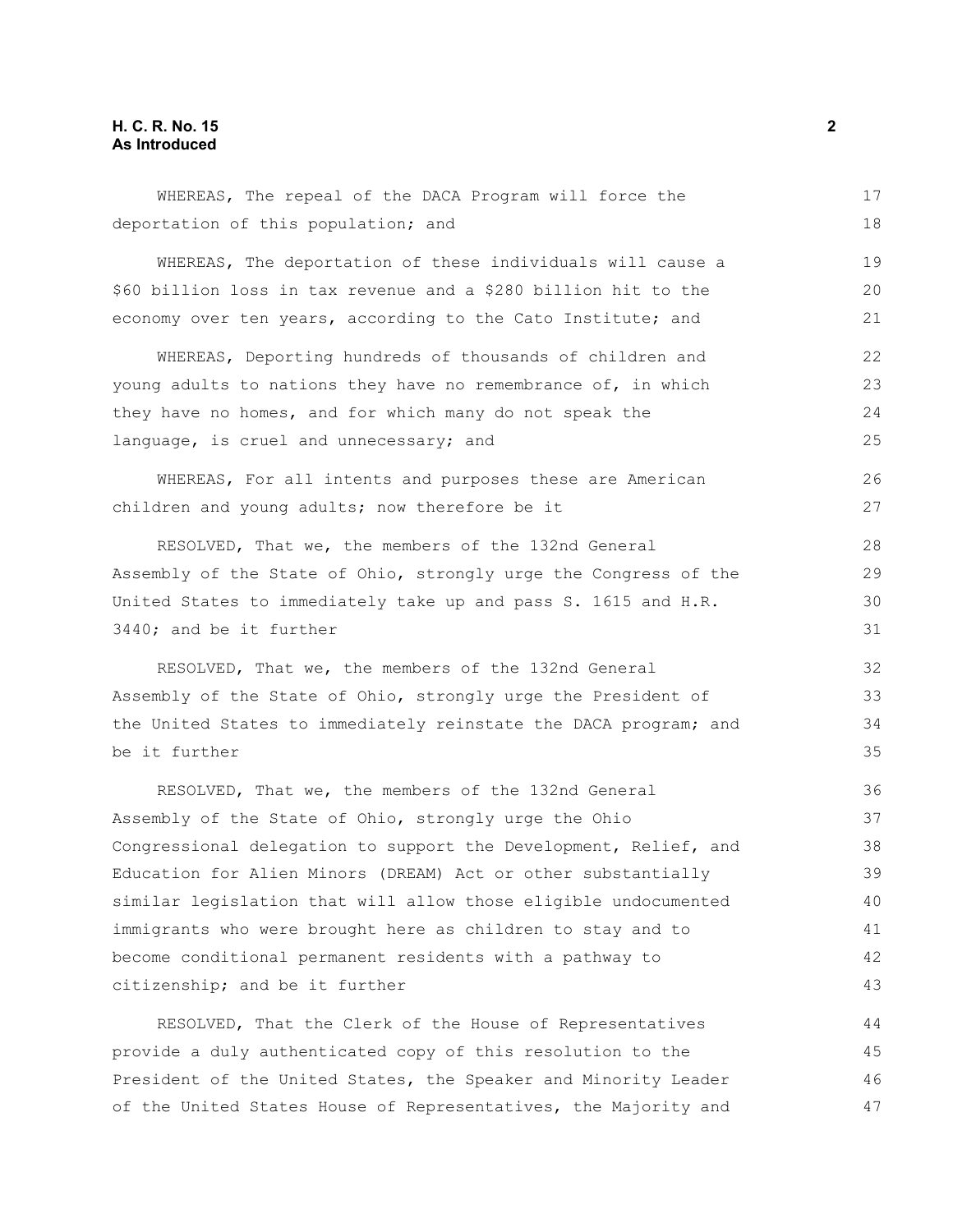WHEREAS, The repeal of the DACA Program will force the deportation of this population; and

WHEREAS, The deportation of these individuals will cause a $60 billion loss in tax revenue and a $280 billion hit to the economy over ten years, according to the Cato Institute; and

WHEREAS, Deporting hundreds of thousands of children and young adults to nations they have no remembrance of, in which they have no homes, and for which many do not speak the language, is cruel and unnecessary; and

WHEREAS, For all intents and purposes these are American children and young adults; now therefore be it

RESOLVED, That we, the members of the 132nd General Assembly of the State of Ohio, strongly urge the Congress of the United States to immediately take up and pass S. 1615 and H.R. 3440; and be it further

RESOLVED, That we, the members of the 132nd General Assembly of the State of Ohio, strongly urge the President of the United States to immediately reinstate the DACA program; and be it further

RESOLVED, That we, the members of the 132nd General Assembly of the State of Ohio, strongly urge the Ohio Congressional delegation to support the Development, Relief, and Education for Alien Minors (DREAM) Act or other substantially similar legislation that will allow those eligible undocumented immigrants who were brought here as children to stay and to become conditional permanent residents with a pathway to citizenship; and be it further

RESOLVED, That the Clerk of the House of Representatives provide a duly authenticated copy of this resolution to the President of the United States, the Speaker and Minority Leader of the United States House of Representatives, the Majority and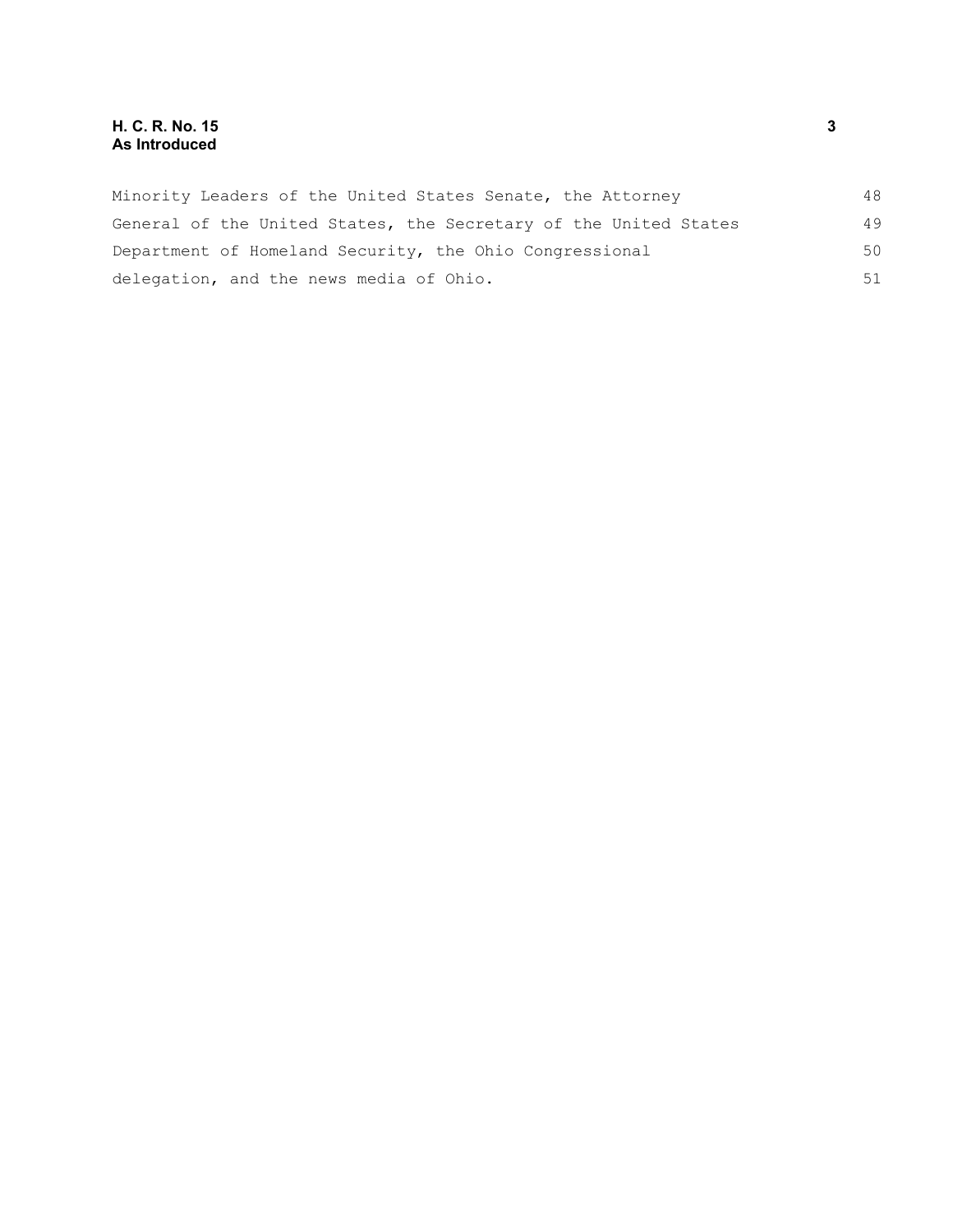Minority Leaders of the United States Senate, the Attorney General of the United States, the Secretary of the United States Department of Homeland Security, the Ohio Congressional delegation, and the news media of Ohio.